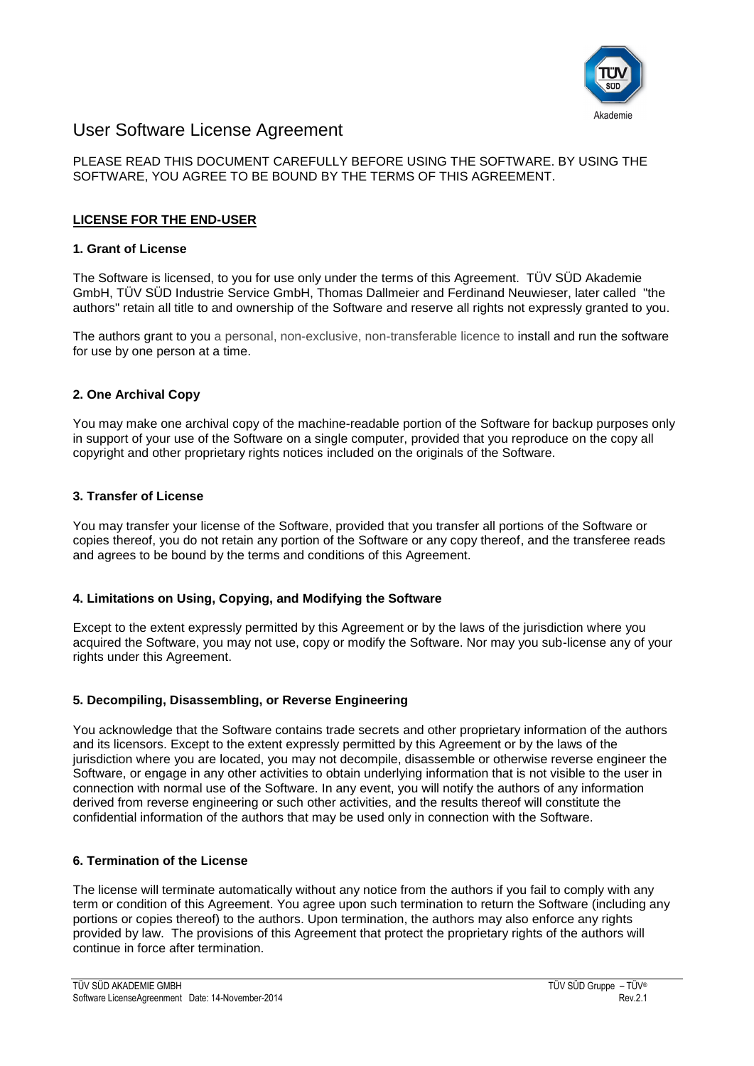# User Software License Agreement

PLEASE READ THIS DOCUMENT CAREFULLY BEFORE USING THE SOFTWARE. BY USING THE SOFTWARE, YOU AGREE TO BE BOUND BY THE TERMS OF THIS AGREEMENT.

## LICENSE FOR THE END-USER

### 1. Grant of License

The Software is licensed, to you for use only under the terms of this Agreement. TÜV SÜD Akademie GmbH, TÜV SÜD Industrie Service GmbH, Thomas Dallmeier and Ferdinand Neuwieser, later called "the authors" retain all title to and ownership of the Software and reserve all rights not expressly granted to you.

The authors grant to you a personal, non-exclusive, non-transferable licence to install and run the software for use by one person at a time.

### 2. One Archival Copy

You may make one archival copy of the machine-readable portion of the Software for backup purposes only in support of your use of the Software on a single computer, provided that you reproduce on the copy all copyright and other proprietary rights notices included on the originals of the Software.

### 3. Transfer of License

You may transfer your license of the Software, provided that you transfer all portions of the Software or copies thereof, you do not retain any portion of the Software or any copy thereof, and the transferee reads and agrees to be bound by the terms and conditions of this Agreement.

### 4. Limitations on Using, Copying, and Modifying the Software

Except to the extent expressly permitted by this Agreement or by the laws of the jurisdiction where you acquired the Software, you may not use, copy or modify the Software. Nor may you sub-license any of your rights under this Agreement.

### 5. Decompiling, Disassembling, or Reverse Engineering

You acknowledge that the Software contains trade secrets and other proprietary information of the authors and its licensors. Except to the extent expressly permitted by this Agreement or by the laws of the jurisdiction where you are located, you may not decompile, disassemble or otherwise reverse engineer the Software, or engage in any other activities to obtain underlying information that is not visible to the user in connection with normal use of the Software. In any event, you will notify the authors of any information derived from reverse engineering or such other activities, and the results thereof will constitute the confidential information of the authors that may be used only in connection with the Software.

### 6. Termination of the License

The license will terminate automatically without any notice from the authors if you fail to comply with any term or condition of this Agreement. You agree upon such termination to return the Software (including any portions or copies thereof) to the authors. Upon termination, the authors may also enforce any rights provided by law. The provisions of this Agreement that protect the proprietary rights of the authors will continue in force after termination.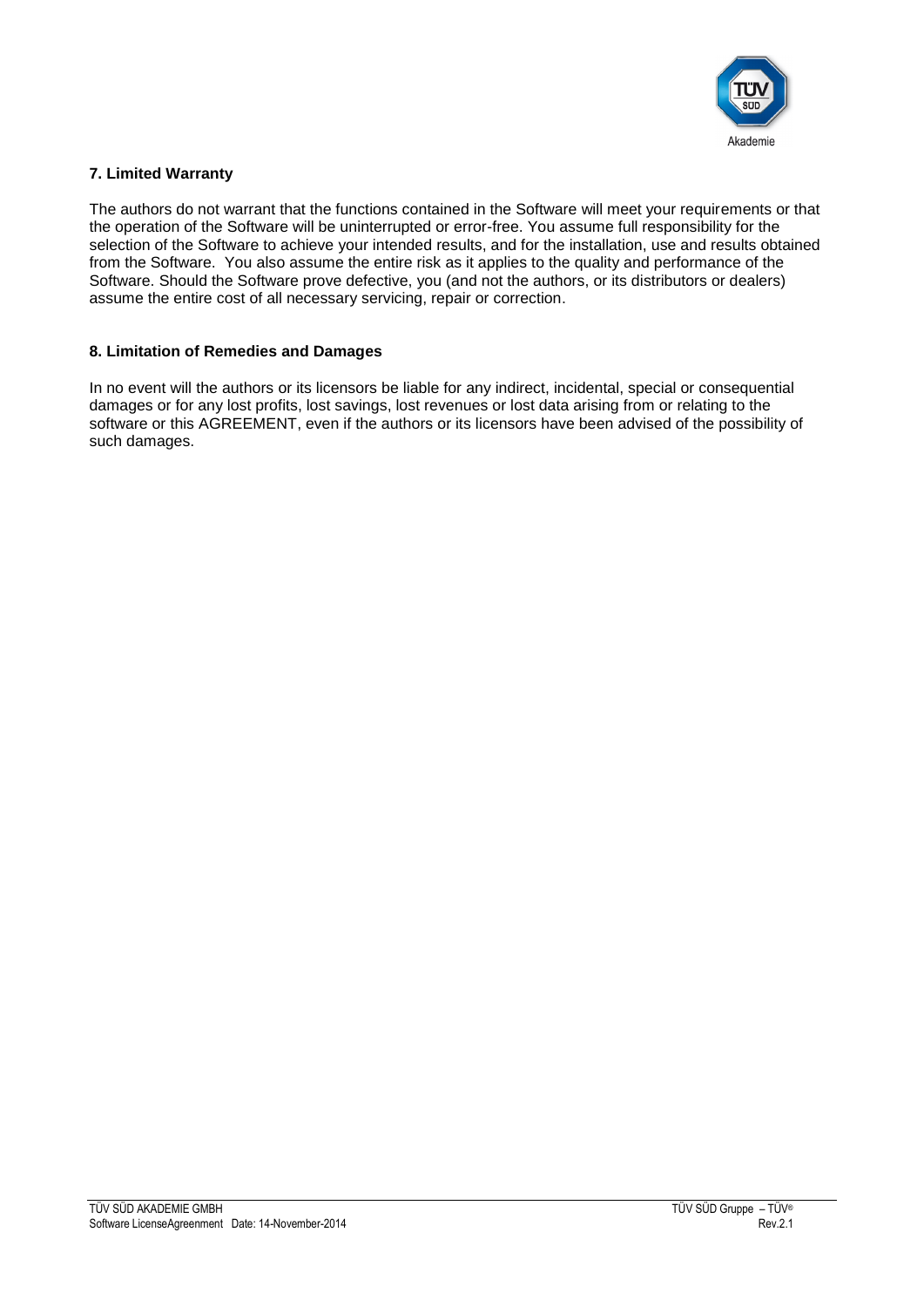## 7. Limited Warranty

The authors do not warrant that the functions contained in the Software will meet your requirements or that the operation of the Software will be uninterrupted or error-free. You assume full responsibility for the selection of the Software to achieve your intended results, and for the installation, use and results obtained from the Software. You also assume the entire risk as it applies to the quality and performance of the Software. Should the Software prove defective, you (and not the authors, or its distributors or dealers) assume the entire cost of all necessary servicing, repair or correction.

## 8. Limitation of Remedies and Damages

In no event will the authors or its licensors be liable for any indirect, incidental, special or consequential damages or for any lost profits, lost savings, lost revenues or lost data arising from or relating to the software or this AGREEMENT, even if the authors or its licensors have been advised of the possibility of such damages.